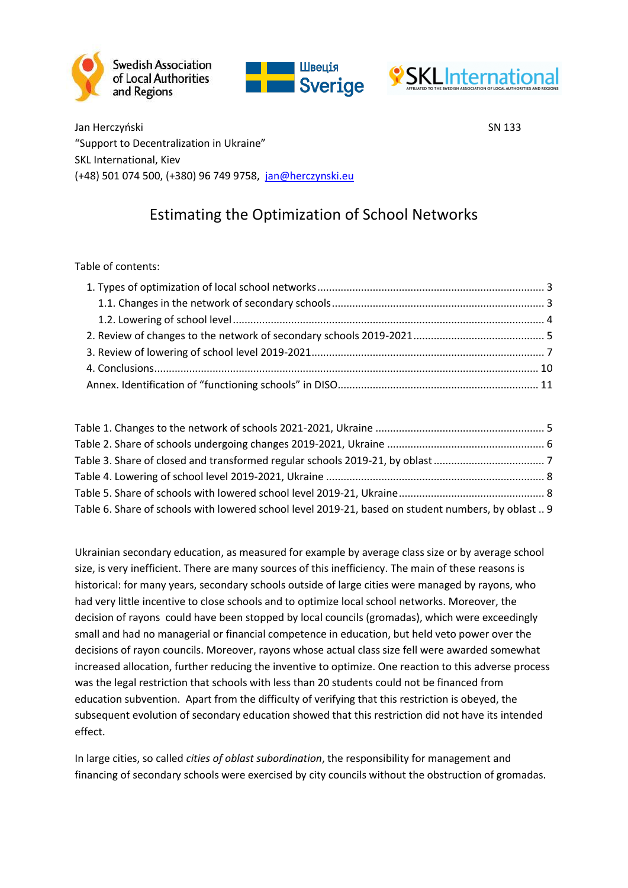Jan Herczyński SN 133

"Support to Decentralization in Ukraine"

SKL International, Kiev

(+48) 501 074 500, (+380) 96 749 9758, jan@herczynski.eu

# Estimating the Optimization of School Networks

Table of contents:

1. Types of optimization of local school networks ........ 3
   1.1. Changes in the network of secondary schools ........ 3
   1.2. Lowering of school level ........ 4
2. Review of changes to the network of secondary schools 2019-2021 ........ 5
3. Review of lowering of school level 2019-2021 ........ 7
4. Conclusions ........ 10

Annex. Identification of "functioning schools" in DISO ........ 11

Table 1. Changes to the network of schools 2021-2021, Ukraine ........ 5
Table 2. Share of schools undergoing changes 2019-2021, Ukraine ........ 6
Table 3. Share of closed and transformed regular schools 2019-21, by oblast ........ 7
Table 4. Lowering of school level 2019-2021, Ukraine ........ 8
Table 5. Share of schools with lowered school level 2019-21, Ukraine ........ 8
Table 6. Share of schools with lowered school level 2019-21, based on student numbers, by oblast .. 9

Ukrainian secondary education, as measured for example by average class size or by average school size, is very inefficient. There are many sources of this inefficiency. The main of these reasons is historical: for many years, secondary schools outside of large cities were managed by rayons, who had very little incentive to close schools and to optimize local school networks. Moreover, the decision of rayons could have been stopped by local councils (gromadas), which were exceedingly small and had no managerial or financial competence in education, but held veto power over the decisions of rayon councils. Moreover, rayons whose actual class size fell were awarded somewhat increased allocation, further reducing the inventive to optimize. One reaction to this adverse process was the legal restriction that schools with less than 20 students could not be financed from education subvention. Apart from the difficulty of verifying that this restriction is obeyed, the subsequent evolution of secondary education showed that this restriction did not have its intended effect.

In large cities, so called *cities of oblast subordination*, the responsibility for management and financing of secondary schools were exercised by city councils without the obstruction of gromadas.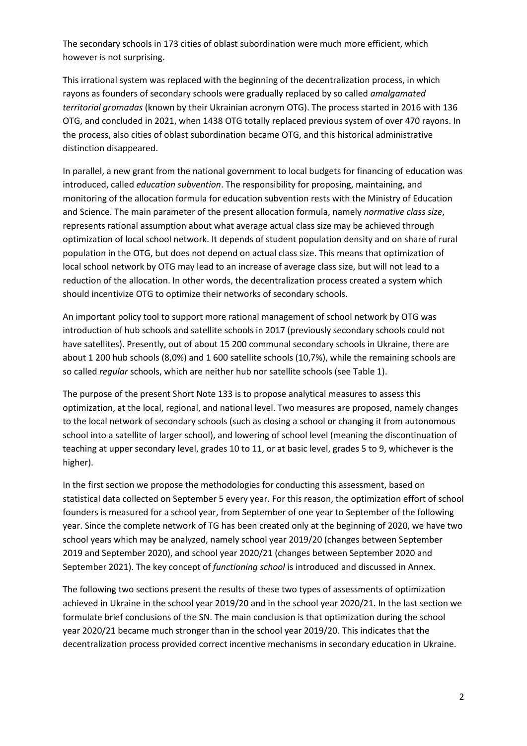The secondary schools in 173 cities of oblast subordination were much more efficient, which however is not surprising.

This irrational system was replaced with the beginning of the decentralization process, in which rayons as founders of secondary schools were gradually replaced by so called *amalgamated territorial gromadas* (known by their Ukrainian acronym OTG). The process started in 2016 with 136 OTG, and concluded in 2021, when 1438 OTG totally replaced previous system of over 470 rayons. In the process, also cities of oblast subordination became OTG, and this historical administrative distinction disappeared.

In parallel, a new grant from the national government to local budgets for financing of education was introduced, called *education subvention*. The responsibility for proposing, maintaining, and monitoring of the allocation formula for education subvention rests with the Ministry of Education and Science. The main parameter of the present allocation formula, namely *normative class size*, represents rational assumption about what average actual class size may be achieved through optimization of local school network. It depends of student population density and on share of rural population in the OTG, but does not depend on actual class size. This means that optimization of local school network by OTG may lead to an increase of average class size, but will not lead to a reduction of the allocation. In other words, the decentralization process created a system which should incentivize OTG to optimize their networks of secondary schools.

An important policy tool to support more rational management of school network by OTG was introduction of hub schools and satellite schools in 2017 (previously secondary schools could not have satellites). Presently, out of about 15 200 communal secondary schools in Ukraine, there are about 1 200 hub schools (8,0%) and 1 600 satellite schools (10,7%), while the remaining schools are so called *regular* schools, which are neither hub nor satellite schools (see Table 1).

The purpose of the present Short Note 133 is to propose analytical measures to assess this optimization, at the local, regional, and national level. Two measures are proposed, namely changes to the local network of secondary schools (such as closing a school or changing it from autonomous school into a satellite of larger school), and lowering of school level (meaning the discontinuation of teaching at upper secondary level, grades 10 to 11, or at basic level, grades 5 to 9, whichever is the higher).

In the first section we propose the methodologies for conducting this assessment, based on statistical data collected on September 5 every year. For this reason, the optimization effort of school founders is measured for a school year, from September of one year to September of the following year. Since the complete network of TG has been created only at the beginning of 2020, we have two school years which may be analyzed, namely school year 2019/20 (changes between September 2019 and September 2020), and school year 2020/21 (changes between September 2020 and September 2021). The key concept of *functioning school* is introduced and discussed in Annex.

The following two sections present the results of these two types of assessments of optimization achieved in Ukraine in the school year 2019/20 and in the school year 2020/21. In the last section we formulate brief conclusions of the SN. The main conclusion is that optimization during the school year 2020/21 became much stronger than in the school year 2019/20. This indicates that the decentralization process provided correct incentive mechanisms in secondary education in Ukraine.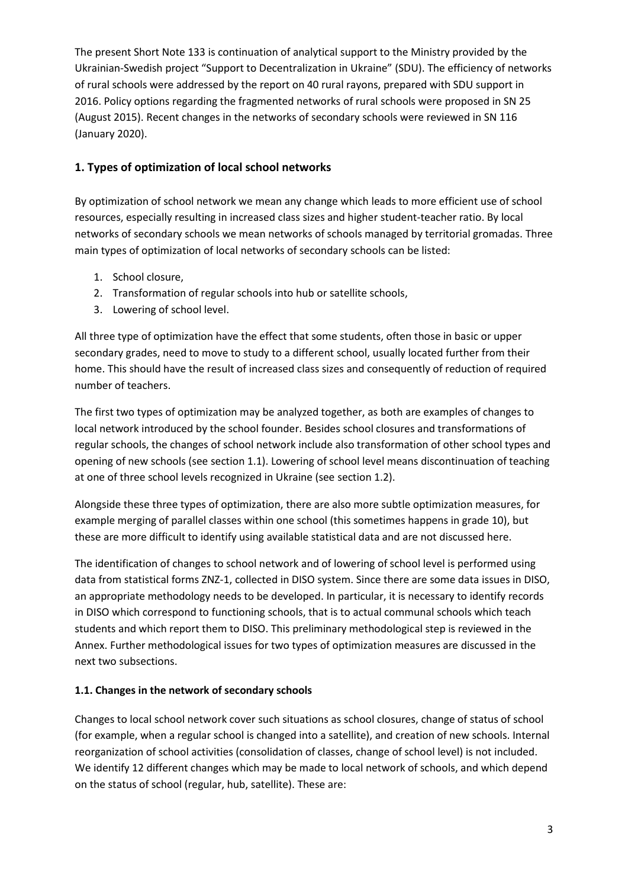The present Short Note 133 is continuation of analytical support to the Ministry provided by the Ukrainian-Swedish project "Support to Decentralization in Ukraine" (SDU). The efficiency of networks of rural schools were addressed by the report on 40 rural rayons, prepared with SDU support in 2016. Policy options regarding the fragmented networks of rural schools were proposed in SN 25 (August 2015). Recent changes in the networks of secondary schools were reviewed in SN 116 (January 2020).

## 1. Types of optimization of local school networks

By optimization of school network we mean any change which leads to more efficient use of school resources, especially resulting in increased class sizes and higher student-teacher ratio. By local networks of secondary schools we mean networks of schools managed by territorial gromadas. Three main types of optimization of local networks of secondary schools can be listed:

1. School closure,
2. Transformation of regular schools into hub or satellite schools,
3. Lowering of school level.

All three type of optimization have the effect that some students, often those in basic or upper secondary grades, need to move to study to a different school, usually located further from their home. This should have the result of increased class sizes and consequently of reduction of required number of teachers.

The first two types of optimization may be analyzed together, as both are examples of changes to local network introduced by the school founder. Besides school closures and transformations of regular schools, the changes of school network include also transformation of other school types and opening of new schools (see section 1.1). Lowering of school level means discontinuation of teaching at one of three school levels recognized in Ukraine (see section 1.2).

Alongside these three types of optimization, there are also more subtle optimization measures, for example merging of parallel classes within one school (this sometimes happens in grade 10), but these are more difficult to identify using available statistical data and are not discussed here.

The identification of changes to school network and of lowering of school level is performed using data from statistical forms ZNZ-1, collected in DISO system. Since there are some data issues in DISO, an appropriate methodology needs to be developed. In particular, it is necessary to identify records in DISO which correspond to functioning schools, that is to actual communal schools which teach students and which report them to DISO. This preliminary methodological step is reviewed in the Annex. Further methodological issues for two types of optimization measures are discussed in the next two subsections.

### 1.1. Changes in the network of secondary schools

Changes to local school network cover such situations as school closures, change of status of school (for example, when a regular school is changed into a satellite), and creation of new schools. Internal reorganization of school activities (consolidation of classes, change of school level) is not included. We identify 12 different changes which may be made to local network of schools, and which depend on the status of school (regular, hub, satellite). These are: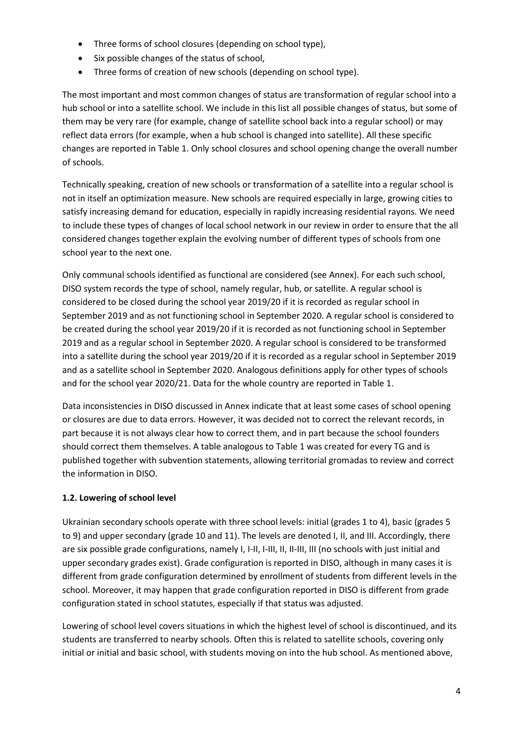- Three forms of school closures (depending on school type),
- Six possible changes of the status of school,
- Three forms of creation of new schools (depending on school type).

The most important and most common changes of status are transformation of regular school into a hub school or into a satellite school. We include in this list all possible changes of status, but some of them may be very rare (for example, change of satellite school back into a regular school) or may reflect data errors (for example, when a hub school is changed into satellite). All these specific changes are reported in Table 1. Only school closures and school opening change the overall number of schools.

Technically speaking, creation of new schools or transformation of a satellite into a regular school is not in itself an optimization measure. New schools are required especially in large, growing cities to satisfy increasing demand for education, especially in rapidly increasing residential rayons. We need to include these types of changes of local school network in our review in order to ensure that the all considered changes together explain the evolving number of different types of schools from one school year to the next one.

Only communal schools identified as functional are considered (see Annex). For each such school, DISO system records the type of school, namely regular, hub, or satellite. A regular school is considered to be closed during the school year 2019/20 if it is recorded as regular school in September 2019 and as not functioning school in September 2020. A regular school is considered to be created during the school year 2019/20 if it is recorded as not functioning school in September 2019 and as a regular school in September 2020. A regular school is considered to be transformed into a satellite during the school year 2019/20 if it is recorded as a regular school in September 2019 and as a satellite school in September 2020. Analogous definitions apply for other types of schools and for the school year 2020/21. Data for the whole country are reported in Table 1.

Data inconsistencies in DISO discussed in Annex indicate that at least some cases of school opening or closures are due to data errors. However, it was decided not to correct the relevant records, in part because it is not always clear how to correct them, and in part because the school founders should correct them themselves. A table analogous to Table 1 was created for every TG and is published together with subvention statements, allowing territorial gromadas to review and correct the information in DISO.

### 1.2. Lowering of school level

Ukrainian secondary schools operate with three school levels: initial (grades 1 to 4), basic (grades 5 to 9) and upper secondary (grade 10 and 11). The levels are denoted I, II, and III. Accordingly, there are six possible grade configurations, namely I, I-II, I-III, II, II-III, III (no schools with just initial and upper secondary grades exist). Grade configuration is reported in DISO, although in many cases it is different from grade configuration determined by enrollment of students from different levels in the school. Moreover, it may happen that grade configuration reported in DISO is different from grade configuration stated in school statutes, especially if that status was adjusted.

Lowering of school level covers situations in which the highest level of school is discontinued, and its students are transferred to nearby schools. Often this is related to satellite schools, covering only initial or initial and basic school, with students moving on into the hub school. As mentioned above,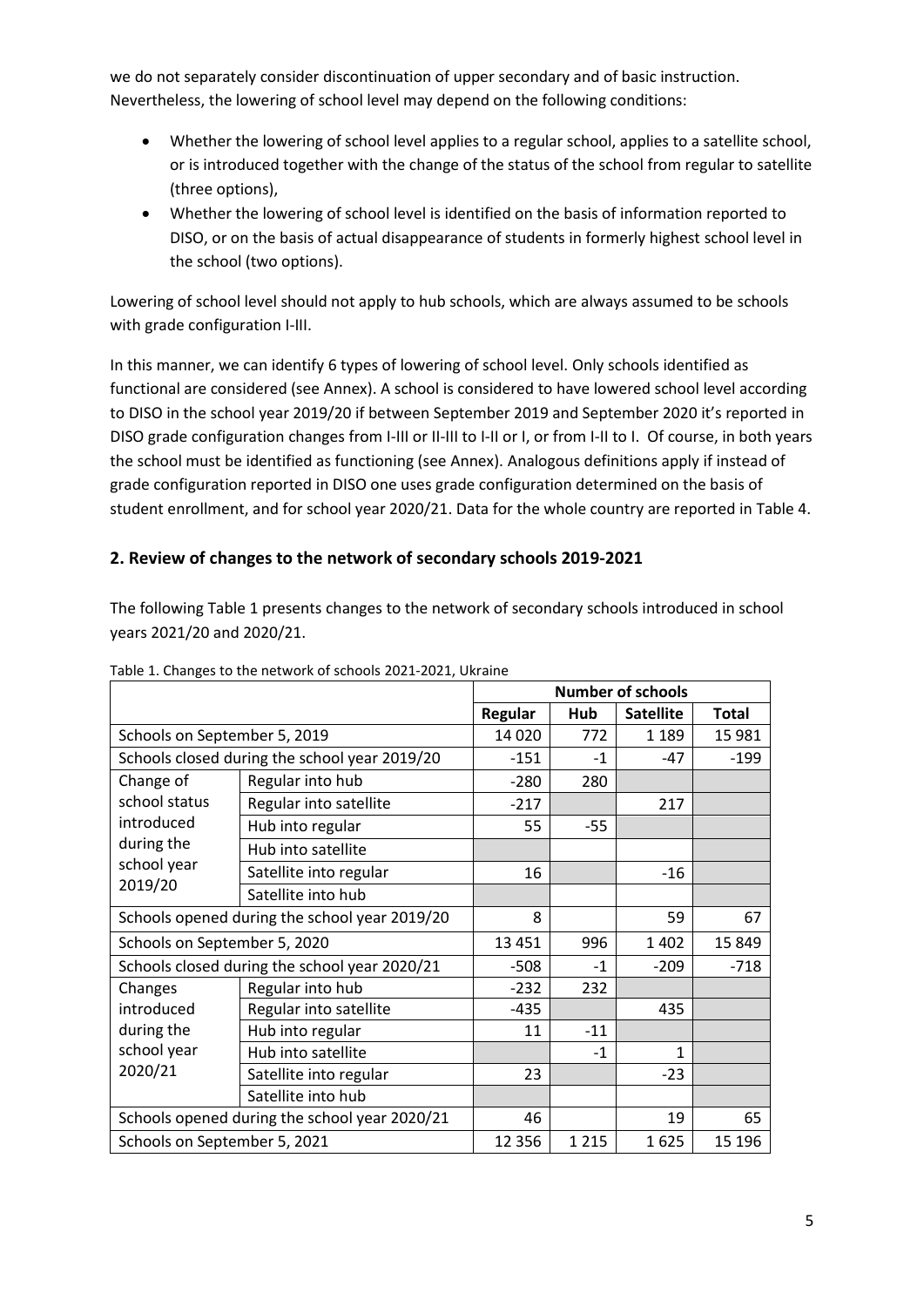we do not separately consider discontinuation of upper secondary and of basic instruction. Nevertheless, the lowering of school level may depend on the following conditions:

- Whether the lowering of school level applies to a regular school, applies to a satellite school, or is introduced together with the change of the status of the school from regular to satellite (three options),
- Whether the lowering of school level is identified on the basis of information reported to DISO, or on the basis of actual disappearance of students in formerly highest school level in the school (two options).

Lowering of school level should not apply to hub schools, which are always assumed to be schools with grade configuration I-III.

In this manner, we can identify 6 types of lowering of school level. Only schools identified as functional are considered (see Annex). A school is considered to have lowered school level according to DISO in the school year 2019/20 if between September 2019 and September 2020 it's reported in DISO grade configuration changes from I-III or II-III to I-II or I, or from I-II to I. Of course, in both years the school must be identified as functioning (see Annex). Analogous definitions apply if instead of grade configuration reported in DISO one uses grade configuration determined on the basis of student enrollment, and for school year 2020/21. Data for the whole country are reported in Table 4.

## 2. Review of changes to the network of secondary schools 2019-2021

The following Table 1 presents changes to the network of secondary schools introduced in school years 2021/20 and 2020/21.

Table 1. Changes to the network of schools 2021-2021, Ukraine

| | | Number of schools | | | |
|---|---|---|---|---|---|
| | | Regular | Hub | Satellite | Total |
| Schools on September 5, 2019 | | 14 020 | 772 | 1 189 | 15 981 |
| Schools closed during the school year 2019/20 | | -151 | -1 | -47 | -199 |
| Change of school status introduced during the school year 2019/20 | Regular into hub | -280 | 280 | | |
| | Regular into satellite | -217 | | 217 | |
| | Hub into regular | 55 | -55 | | |
| | Hub into satellite | | | | |
| | Satellite into regular | 16 | | -16 | |
| | Satellite into hub | | | | |
| Schools opened during the school year 2019/20 | | 8 | | 59 | 67 |
| Schools on September 5, 2020 | | 13 451 | 996 | 1 402 | 15 849 |
| Schools closed during the school year 2020/21 | | -508 | -1 | -209 | -718 |
| Changes introduced during the school year 2020/21 | Regular into hub | -232 | 232 | | |
| | Regular into satellite | -435 | | 435 | |
| | Hub into regular | 11 | -11 | | |
| | Hub into satellite | | -1 | 1 | |
| | Satellite into regular | 23 | | -23 | |
| | Satellite into hub | | | | |
| Schools opened during the school year 2020/21 | | 46 | | 19 | 65 |
| Schools on September 5, 2021 | | 12 356 | 1 215 | 1 625 | 15 196 |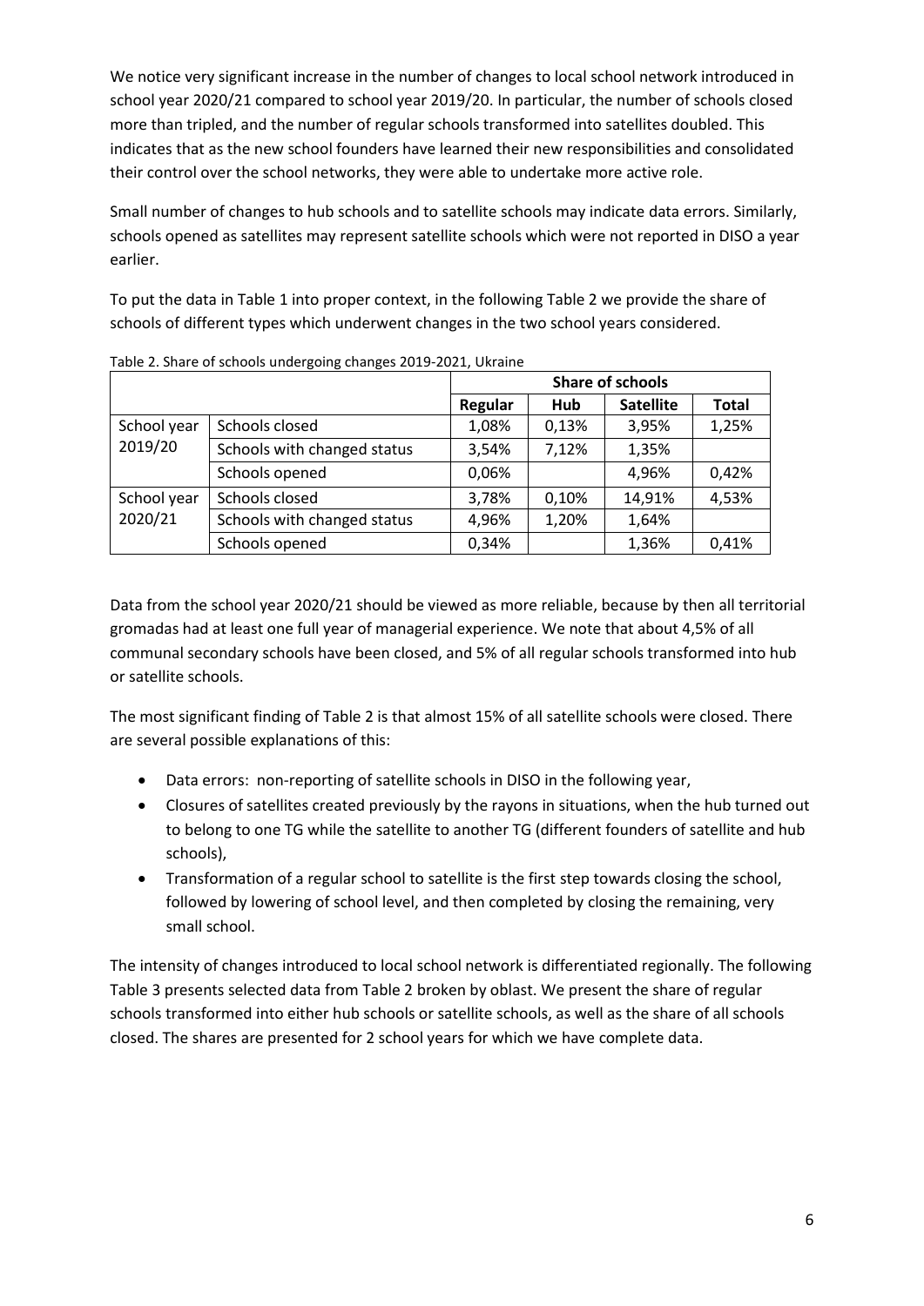We notice very significant increase in the number of changes to local school network introduced in school year 2020/21 compared to school year 2019/20. In particular, the number of schools closed more than tripled, and the number of regular schools transformed into satellites doubled. This indicates that as the new school founders have learned their new responsibilities and consolidated their control over the school networks, they were able to undertake more active role.

Small number of changes to hub schools and to satellite schools may indicate data errors. Similarly, schools opened as satellites may represent satellite schools which were not reported in DISO a year earlier.

To put the data in Table 1 into proper context, in the following Table 2 we provide the share of schools of different types which underwent changes in the two school years considered.

Table 2. Share of schools undergoing changes 2019-2021, Ukraine

| | | Share of schools | | | |
|---|---|---|---|---|---|
| | | Regular | Hub | Satellite | Total |
| School year 2019/20 | Schools closed | 1,08% | 0,13% | 3,95% | 1,25% |
| | Schools with changed status | 3,54% | 7,12% | 1,35% | |
| | Schools opened | 0,06% | | 4,96% | 0,42% |
| School year 2020/21 | Schools closed | 3,78% | 0,10% | 14,91% | 4,53% |
| | Schools with changed status | 4,96% | 1,20% | 1,64% | |
| | Schools opened | 0,34% | | 1,36% | 0,41% |

Data from the school year 2020/21 should be viewed as more reliable, because by then all territorial gromadas had at least one full year of managerial experience. We note that about 4,5% of all communal secondary schools have been closed, and 5% of all regular schools transformed into hub or satellite schools.

The most significant finding of Table 2 is that almost 15% of all satellite schools were closed. There are several possible explanations of this:

- Data errors: non-reporting of satellite schools in DISO in the following year,
- Closures of satellites created previously by the rayons in situations, when the hub turned out to belong to one TG while the satellite to another TG (different founders of satellite and hub schools),
- Transformation of a regular school to satellite is the first step towards closing the school, followed by lowering of school level, and then completed by closing the remaining, very small school.

The intensity of changes introduced to local school network is differentiated regionally. The following Table 3 presents selected data from Table 2 broken by oblast. We present the share of regular schools transformed into either hub schools or satellite schools, as well as the share of all schools closed. The shares are presented for 2 school years for which we have complete data.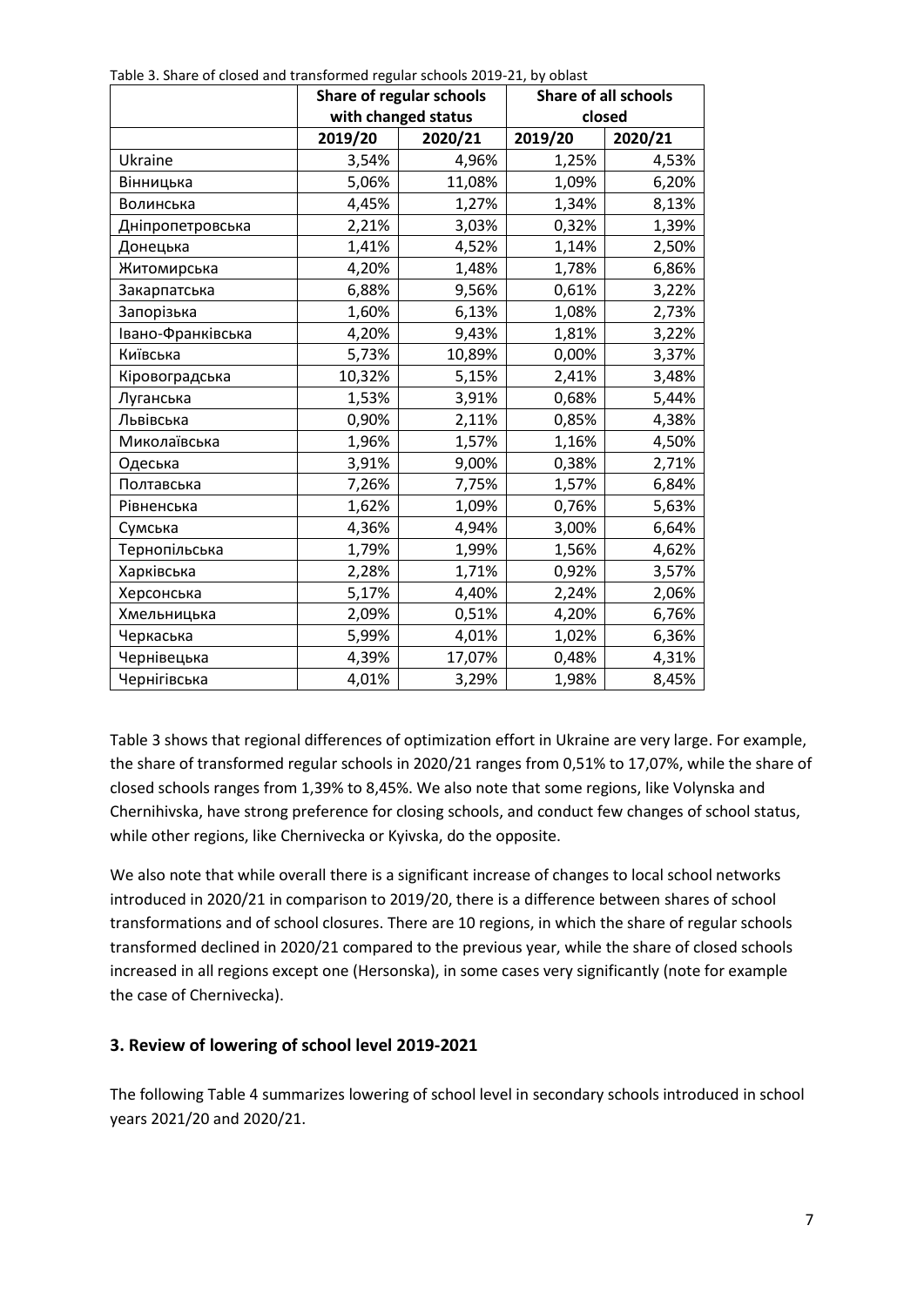Table 3. Share of closed and transformed regular schools 2019-21, by oblast

| | Share of regular schools with changed status | | Share of all schools closed | |
|---|---|---|---|---|
| | 2019/20 | 2020/21 | 2019/20 | 2020/21 |
| Ukraine | 3,54% | 4,96% | 1,25% | 4,53% |
| Вінницька | 5,06% | 11,08% | 1,09% | 6,20% |
| Волинська | 4,45% | 1,27% | 1,34% | 8,13% |
| Дніпропетровська | 2,21% | 3,03% | 0,32% | 1,39% |
| Донецька | 1,41% | 4,52% | 1,14% | 2,50% |
| Житомирська | 4,20% | 1,48% | 1,78% | 6,86% |
| Закарпатська | 6,88% | 9,56% | 0,61% | 3,22% |
| Запорізька | 1,60% | 6,13% | 1,08% | 2,73% |
| Івано-Франківська | 4,20% | 9,43% | 1,81% | 3,22% |
| Київська | 5,73% | 10,89% | 0,00% | 3,37% |
| Кіровоградська | 10,32% | 5,15% | 2,41% | 3,48% |
| Луганська | 1,53% | 3,91% | 0,68% | 5,44% |
| Львівська | 0,90% | 2,11% | 0,85% | 4,38% |
| Миколаївська | 1,96% | 1,57% | 1,16% | 4,50% |
| Одеська | 3,91% | 9,00% | 0,38% | 2,71% |
| Полтавська | 7,26% | 7,75% | 1,57% | 6,84% |
| Рівненська | 1,62% | 1,09% | 0,76% | 5,63% |
| Сумська | 4,36% | 4,94% | 3,00% | 6,64% |
| Тернопільська | 1,79% | 1,99% | 1,56% | 4,62% |
| Харківська | 2,28% | 1,71% | 0,92% | 3,57% |
| Херсонська | 5,17% | 4,40% | 2,24% | 2,06% |
| Хмельницька | 2,09% | 0,51% | 4,20% | 6,76% |
| Черкаська | 5,99% | 4,01% | 1,02% | 6,36% |
| Чернівецька | 4,39% | 17,07% | 0,48% | 4,31% |
| Чернігівська | 4,01% | 3,29% | 1,98% | 8,45% |

Table 3 shows that regional differences of optimization effort in Ukraine are very large. For example, the share of transformed regular schools in 2020/21 ranges from 0,51% to 17,07%, while the share of closed schools ranges from 1,39% to 8,45%. We also note that some regions, like Volynska and Chernihivska, have strong preference for closing schools, and conduct few changes of school status, while other regions, like Chernivecka or Kyivska, do the opposite.

We also note that while overall there is a significant increase of changes to local school networks introduced in 2020/21 in comparison to 2019/20, there is a difference between shares of school transformations and of school closures. There are 10 regions, in which the share of regular schools transformed declined in 2020/21 compared to the previous year, while the share of closed schools increased in all regions except one (Hersonska), in some cases very significantly (note for example the case of Chernivecka).

## 3. Review of lowering of school level 2019-2021

The following Table 4 summarizes lowering of school level in secondary schools introduced in school years 2021/20 and 2020/21.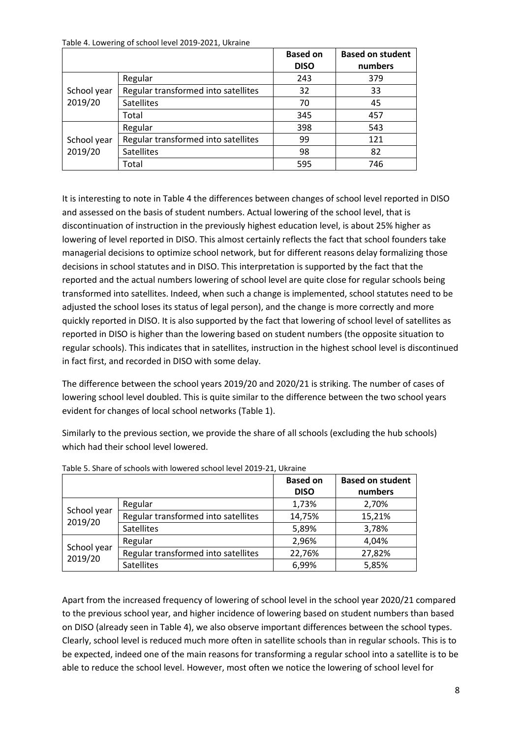Table 4. Lowering of school level 2019-2021, Ukraine

| | | Based on DISO | Based on student numbers |
|---|---|---|---|
| School year 2019/20 | Regular | 243 | 379 |
| | Regular transformed into satellites | 32 | 33 |
| | Satellites | 70 | 45 |
| | Total | 345 | 457 |
| School year 2019/20 | Regular | 398 | 543 |
| | Regular transformed into satellites | 99 | 121 |
| | Satellites | 98 | 82 |
| | Total | 595 | 746 |

It is interesting to note in Table 4 the differences between changes of school level reported in DISO and assessed on the basis of student numbers. Actual lowering of the school level, that is discontinuation of instruction in the previously highest education level, is about 25% higher as lowering of level reported in DISO. This almost certainly reflects the fact that school founders take managerial decisions to optimize school network, but for different reasons delay formalizing those decisions in school statutes and in DISO. This interpretation is supported by the fact that the reported and the actual numbers lowering of school level are quite close for regular schools being transformed into satellites. Indeed, when such a change is implemented, school statutes need to be adjusted the school loses its status of legal person), and the change is more correctly and more quickly reported in DISO. It is also supported by the fact that lowering of school level of satellites as reported in DISO is higher than the lowering based on student numbers (the opposite situation to regular schools). This indicates that in satellites, instruction in the highest school level is discontinued in fact first, and recorded in DISO with some delay.

The difference between the school years 2019/20 and 2020/21 is striking. The number of cases of lowering school level doubled. This is quite similar to the difference between the two school years evident for changes of local school networks (Table 1).

Similarly to the previous section, we provide the share of all schools (excluding the hub schools) which had their school level lowered.

Table 5. Share of schools with lowered school level 2019-21, Ukraine

| | | Based on DISO | Based on student numbers |
|---|---|---|---|
| School year 2019/20 | Regular | 1,73% | 2,70% |
| | Regular transformed into satellites | 14,75% | 15,21% |
| | Satellites | 5,89% | 3,78% |
| School year 2019/20 | Regular | 2,96% | 4,04% |
| | Regular transformed into satellites | 22,76% | 27,82% |
| | Satellites | 6,99% | 5,85% |

Apart from the increased frequency of lowering of school level in the school year 2020/21 compared to the previous school year, and higher incidence of lowering based on student numbers than based on DISO (already seen in Table 4), we also observe important differences between the school types. Clearly, school level is reduced much more often in satellite schools than in regular schools. This is to be expected, indeed one of the main reasons for transforming a regular school into a satellite is to be able to reduce the school level. However, most often we notice the lowering of school level for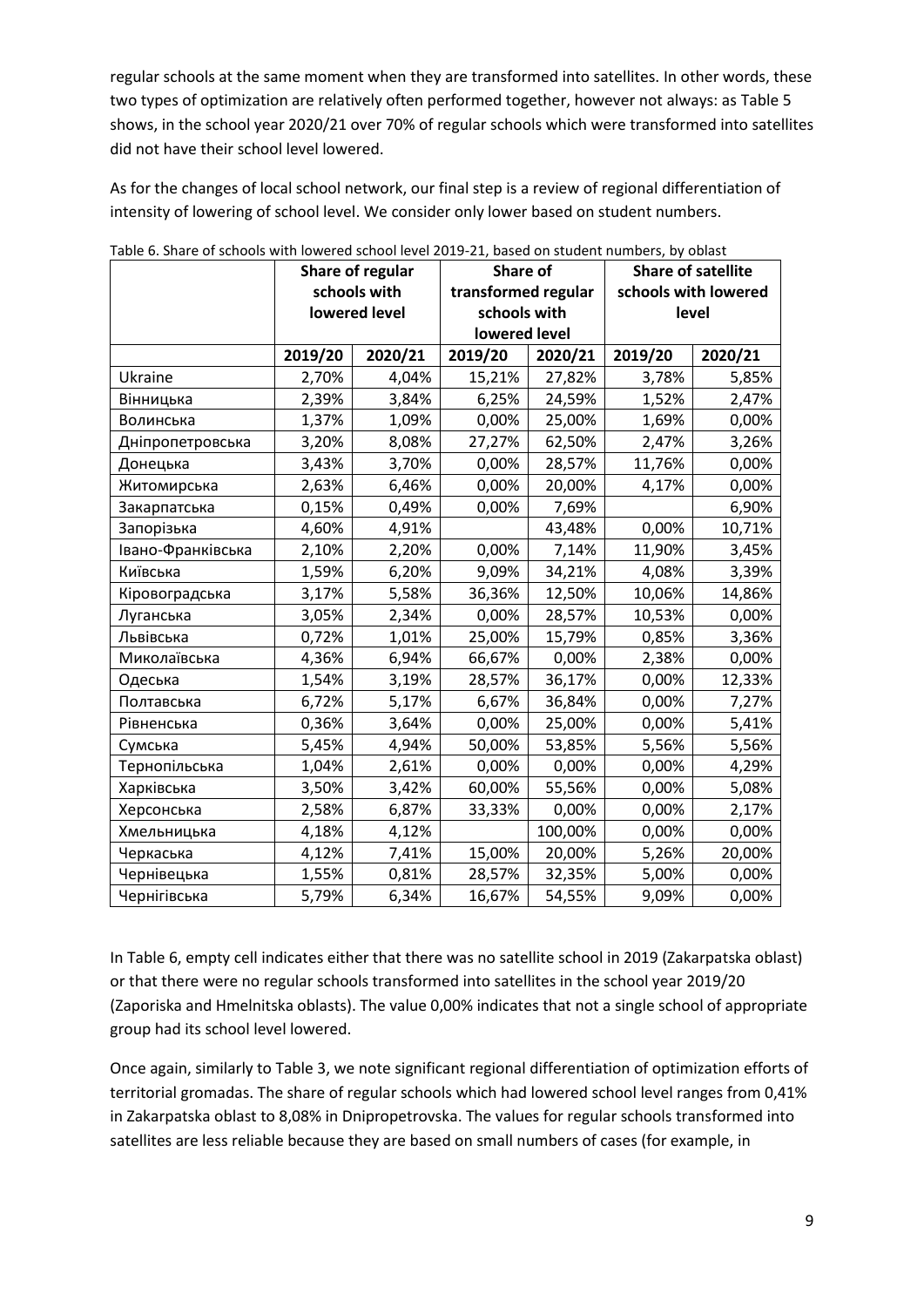regular schools at the same moment when they are transformed into satellites. In other words, these two types of optimization are relatively often performed together, however not always: as Table 5 shows, in the school year 2020/21 over 70% of regular schools which were transformed into satellites did not have their school level lowered.

As for the changes of local school network, our final step is a review of regional differentiation of intensity of lowering of school level. We consider only lower based on student numbers.

Table 6. Share of schools with lowered school level 2019-21, based on student numbers, by oblast

| | Share of regular schools with lowered level | | Share of transformed regular schools with lowered level | | Share of satellite schools with lowered level | |
|---|---|---|---|---|---|---|
| | 2019/20 | 2020/21 | 2019/20 | 2020/21 | 2019/20 | 2020/21 |
| Ukraine | 2,70% | 4,04% | 15,21% | 27,82% | 3,78% | 5,85% |
| Вінницька | 2,39% | 3,84% | 6,25% | 24,59% | 1,52% | 2,47% |
| Волинська | 1,37% | 1,09% | 0,00% | 25,00% | 1,69% | 0,00% |
| Дніпропетровська | 3,20% | 8,08% | 27,27% | 62,50% | 2,47% | 3,26% |
| Донецька | 3,43% | 3,70% | 0,00% | 28,57% | 11,76% | 0,00% |
| Житомирська | 2,63% | 6,46% | 0,00% | 20,00% | 4,17% | 0,00% |
| Закарпатська | 0,15% | 0,49% | 0,00% | 7,69% | | 6,90% |
| Запорізька | 4,60% | 4,91% | | 43,48% | 0,00% | 10,71% |
| Івано-Франківська | 2,10% | 2,20% | 0,00% | 7,14% | 11,90% | 3,45% |
| Київська | 1,59% | 6,20% | 9,09% | 34,21% | 4,08% | 3,39% |
| Кіровоградська | 3,17% | 5,58% | 36,36% | 12,50% | 10,06% | 14,86% |
| Луганська | 3,05% | 2,34% | 0,00% | 28,57% | 10,53% | 0,00% |
| Львівська | 0,72% | 1,01% | 25,00% | 15,79% | 0,85% | 3,36% |
| Миколаївська | 4,36% | 6,94% | 66,67% | 0,00% | 2,38% | 0,00% |
| Одеська | 1,54% | 3,19% | 28,57% | 36,17% | 0,00% | 12,33% |
| Полтавська | 6,72% | 5,17% | 6,67% | 36,84% | 0,00% | 7,27% |
| Рівненська | 0,36% | 3,64% | 0,00% | 25,00% | 0,00% | 5,41% |
| Сумська | 5,45% | 4,94% | 50,00% | 53,85% | 5,56% | 5,56% |
| Тернопільська | 1,04% | 2,61% | 0,00% | 0,00% | 0,00% | 4,29% |
| Харківська | 3,50% | 3,42% | 60,00% | 55,56% | 0,00% | 5,08% |
| Херсонська | 2,58% | 6,87% | 33,33% | 0,00% | 0,00% | 2,17% |
| Хмельницька | 4,18% | 4,12% | | 100,00% | 0,00% | 0,00% |
| Черкаська | 4,12% | 7,41% | 15,00% | 20,00% | 5,26% | 20,00% |
| Чернівецька | 1,55% | 0,81% | 28,57% | 32,35% | 5,00% | 0,00% |
| Чернігівська | 5,79% | 6,34% | 16,67% | 54,55% | 9,09% | 0,00% |

In Table 6, empty cell indicates either that there was no satellite school in 2019 (Zakarpatska oblast) or that there were no regular schools transformed into satellites in the school year 2019/20 (Zaporiska and Hmelnitska oblasts). The value 0,00% indicates that not a single school of appropriate group had its school level lowered.

Once again, similarly to Table 3, we note significant regional differentiation of optimization efforts of territorial gromadas. The share of regular schools which had lowered school level ranges from 0,41% in Zakarpatska oblast to 8,08% in Dnipropetrovska. The values for regular schools transformed into satellites are less reliable because they are based on small numbers of cases (for example, in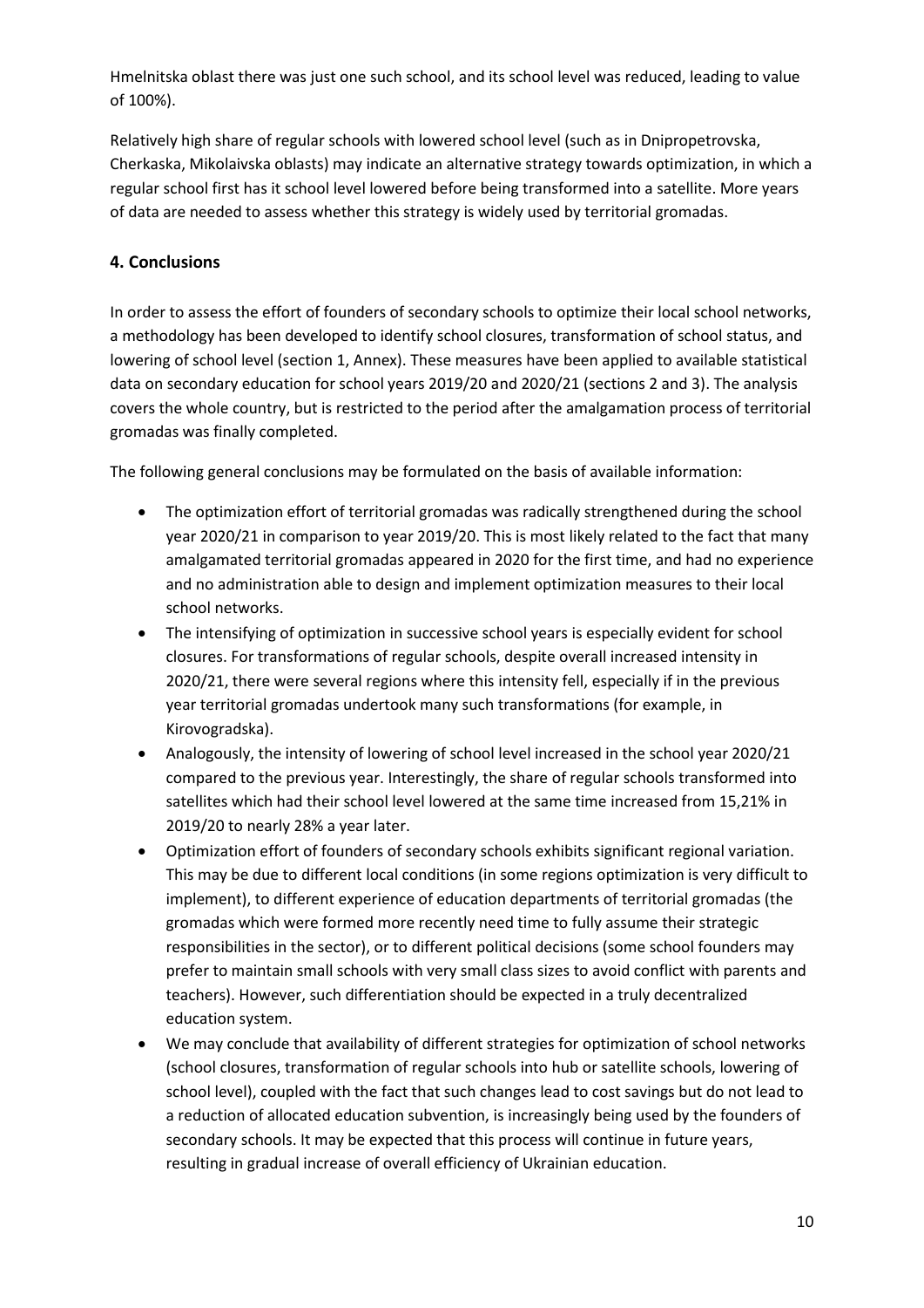Hmelnitska oblast there was just one such school, and its school level was reduced, leading to value of 100%).

Relatively high share of regular schools with lowered school level (such as in Dnipropetrovska, Cherkaska, Mikolaivska oblasts) may indicate an alternative strategy towards optimization, in which a regular school first has it school level lowered before being transformed into a satellite. More years of data are needed to assess whether this strategy is widely used by territorial gromadas.

## 4. Conclusions

In order to assess the effort of founders of secondary schools to optimize their local school networks, a methodology has been developed to identify school closures, transformation of school status, and lowering of school level (section 1, Annex). These measures have been applied to available statistical data on secondary education for school years 2019/20 and 2020/21 (sections 2 and 3). The analysis covers the whole country, but is restricted to the period after the amalgamation process of territorial gromadas was finally completed.

The following general conclusions may be formulated on the basis of available information:

- The optimization effort of territorial gromadas was radically strengthened during the school year 2020/21 in comparison to year 2019/20. This is most likely related to the fact that many amalgamated territorial gromadas appeared in 2020 for the first time, and had no experience and no administration able to design and implement optimization measures to their local school networks.
- The intensifying of optimization in successive school years is especially evident for school closures. For transformations of regular schools, despite overall increased intensity in 2020/21, there were several regions where this intensity fell, especially if in the previous year territorial gromadas undertook many such transformations (for example, in Kirovogradska).
- Analogously, the intensity of lowering of school level increased in the school year 2020/21 compared to the previous year. Interestingly, the share of regular schools transformed into satellites which had their school level lowered at the same time increased from 15,21% in 2019/20 to nearly 28% a year later.
- Optimization effort of founders of secondary schools exhibits significant regional variation. This may be due to different local conditions (in some regions optimization is very difficult to implement), to different experience of education departments of territorial gromadas (the gromadas which were formed more recently need time to fully assume their strategic responsibilities in the sector), or to different political decisions (some school founders may prefer to maintain small schools with very small class sizes to avoid conflict with parents and teachers). However, such differentiation should be expected in a truly decentralized education system.
- We may conclude that availability of different strategies for optimization of school networks (school closures, transformation of regular schools into hub or satellite schools, lowering of school level), coupled with the fact that such changes lead to cost savings but do not lead to a reduction of allocated education subvention, is increasingly being used by the founders of secondary schools. It may be expected that this process will continue in future years, resulting in gradual increase of overall efficiency of Ukrainian education.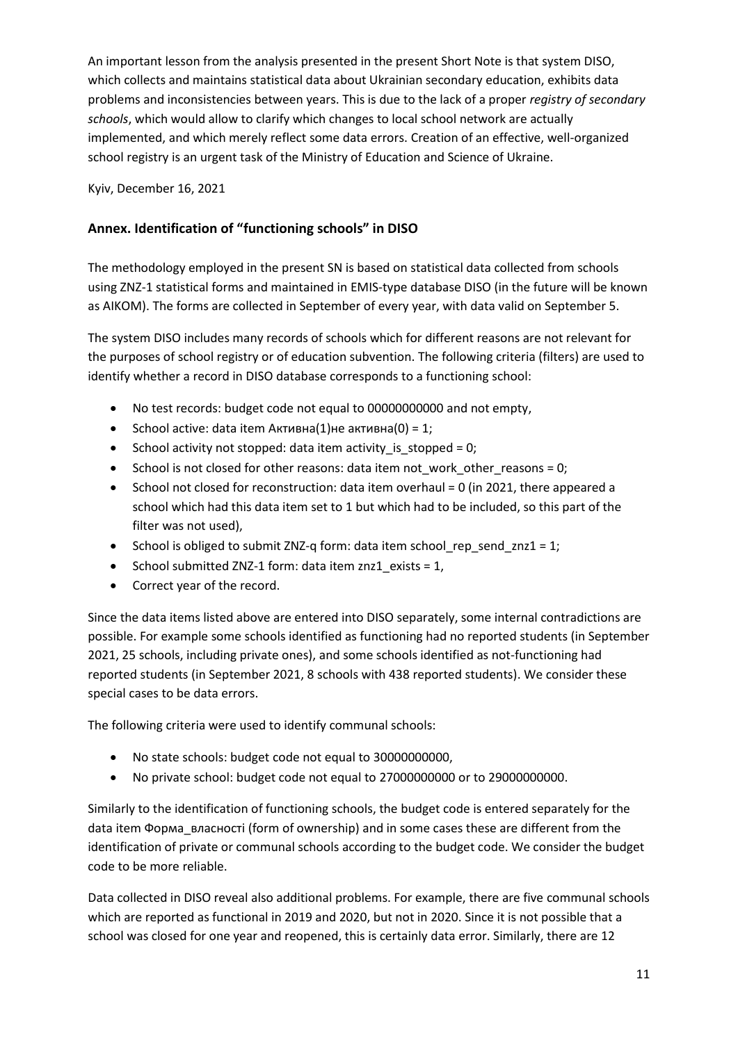An important lesson from the analysis presented in the present Short Note is that system DISO, which collects and maintains statistical data about Ukrainian secondary education, exhibits data problems and inconsistencies between years. This is due to the lack of a proper *registry of secondary schools*, which would allow to clarify which changes to local school network are actually implemented, and which merely reflect some data errors. Creation of an effective, well-organized school registry is an urgent task of the Ministry of Education and Science of Ukraine.

Kyiv, December 16, 2021

## Annex. Identification of "functioning schools" in DISO

The methodology employed in the present SN is based on statistical data collected from schools using ZNZ-1 statistical forms and maintained in EMIS-type database DISO (in the future will be known as AIKOM). The forms are collected in September of every year, with data valid on September 5.

The system DISO includes many records of schools which for different reasons are not relevant for the purposes of school registry or of education subvention. The following criteria (filters) are used to identify whether a record in DISO database corresponds to a functioning school:

- No test records: budget code not equal to 00000000000 and not empty,
- School active: data item Активна(1)не активна(0) = 1;
- School activity not stopped: data item activity_is_stopped = 0;
- School is not closed for other reasons: data item not_work_other_reasons = 0;
- School not closed for reconstruction: data item overhaul = 0 (in 2021, there appeared a school which had this data item set to 1 but which had to be included, so this part of the filter was not used),
- School is obliged to submit ZNZ-q form: data item school_rep_send_znz1 = 1;
- School submitted ZNZ-1 form: data item znz1_exists = 1,
- Correct year of the record.

Since the data items listed above are entered into DISO separately, some internal contradictions are possible. For example some schools identified as functioning had no reported students (in September 2021, 25 schools, including private ones), and some schools identified as not-functioning had reported students (in September 2021, 8 schools with 438 reported students). We consider these special cases to be data errors.

The following criteria were used to identify communal schools:

- No state schools: budget code not equal to 30000000000,
- No private school: budget code not equal to 27000000000 or to 29000000000.

Similarly to the identification of functioning schools, the budget code is entered separately for the data item Форма_власності (form of ownership) and in some cases these are different from the identification of private or communal schools according to the budget code. We consider the budget code to be more reliable.

Data collected in DISO reveal also additional problems. For example, there are five communal schools which are reported as functional in 2019 and 2020, but not in 2020. Since it is not possible that a school was closed for one year and reopened, this is certainly data error. Similarly, there are 12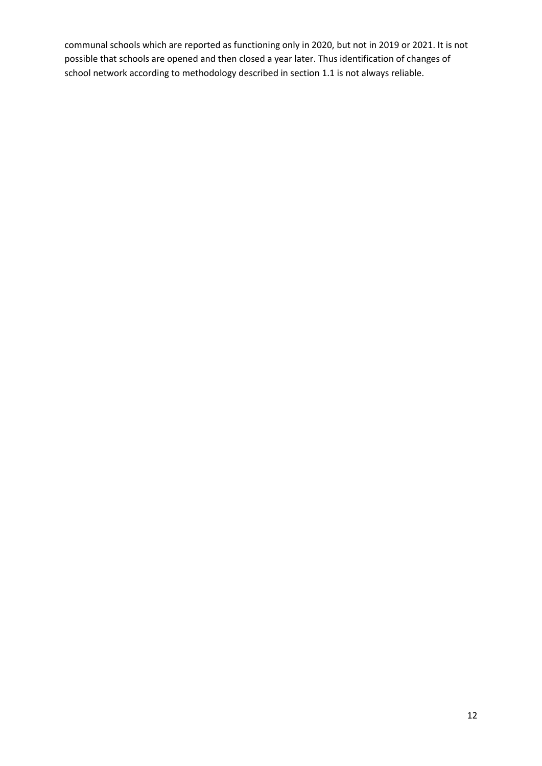communal schools which are reported as functioning only in 2020, but not in 2019 or 2021. It is not possible that schools are opened and then closed a year later. Thus identification of changes of school network according to methodology described in section 1.1 is not always reliable.